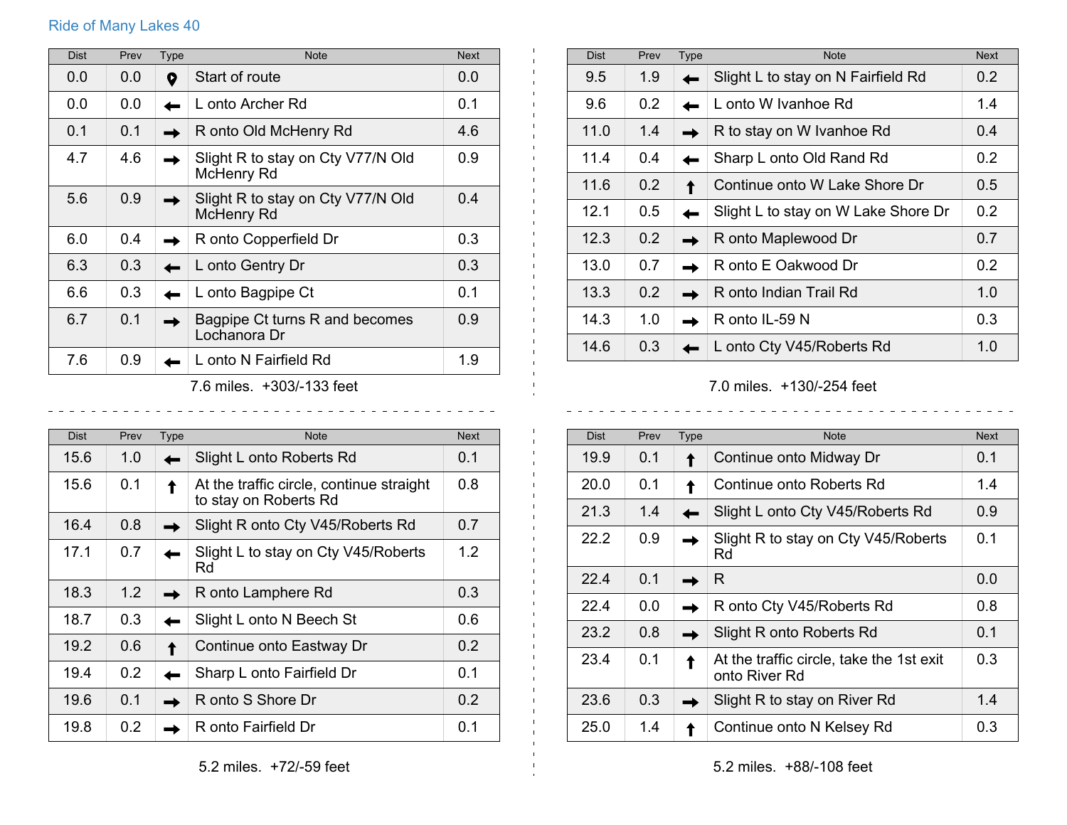## Ride of Many Lakes 40

| Dist | Prev | Type | Note | Next |
|---|---|---|---|---|
| 0.0 | 0.0 | 📍 | Start of route | 0.0 |
| 0.0 | 0.0 | ← | L onto Archer Rd | 0.1 |
| 0.1 | 0.1 | → | R onto Old McHenry Rd | 4.6 |
| 4.7 | 4.6 | → | Slight R to stay on Cty V77/N Old McHenry Rd | 0.9 |
| 5.6 | 0.9 | → | Slight R to stay on Cty V77/N Old McHenry Rd | 0.4 |
| 6.0 | 0.4 | → | R onto Copperfield Dr | 0.3 |
| 6.3 | 0.3 | ← | L onto Gentry Dr | 0.3 |
| 6.6 | 0.3 | ← | L onto Bagpipe Ct | 0.1 |
| 6.7 | 0.1 | → | Bagpipe Ct turns R and becomes Lochanora Dr | 0.9 |
| 7.6 | 0.9 | ← | L onto N Fairfield Rd | 1.9 |

7.6 miles. +303/-133 feet

| Dist | Prev | Type | Note | Next |
|---|---|---|---|---|
| 9.5 | 1.9 | ← | Slight L to stay on N Fairfield Rd | 0.2 |
| 9.6 | 0.2 | ← | L onto W Ivanhoe Rd | 1.4 |
| 11.0 | 1.4 | → | R to stay on W Ivanhoe Rd | 0.4 |
| 11.4 | 0.4 | ← | Sharp L onto Old Rand Rd | 0.2 |
| 11.6 | 0.2 | ↑ | Continue onto W Lake Shore Dr | 0.5 |
| 12.1 | 0.5 | ← | Slight L to stay on W Lake Shore Dr | 0.2 |
| 12.3 | 0.2 | → | R onto Maplewood Dr | 0.7 |
| 13.0 | 0.7 | → | R onto E Oakwood Dr | 0.2 |
| 13.3 | 0.2 | → | R onto Indian Trail Rd | 1.0 |
| 14.3 | 1.0 | → | R onto IL-59 N | 0.3 |
| 14.6 | 0.3 | ← | L onto Cty V45/Roberts Rd | 1.0 |

7.0 miles. +130/-254 feet

| Dist | Prev | Type | Note | Next |
|---|---|---|---|---|
| 15.6 | 1.0 | ← | Slight L onto Roberts Rd | 0.1 |
| 15.6 | 0.1 | ↑ | At the traffic circle, continue straight to stay on Roberts Rd | 0.8 |
| 16.4 | 0.8 | → | Slight R onto Cty V45/Roberts Rd | 0.7 |
| 17.1 | 0.7 | ← | Slight L to stay on Cty V45/Roberts Rd | 1.2 |
| 18.3 | 1.2 | → | R onto Lamphere Rd | 0.3 |
| 18.7 | 0.3 | ← | Slight L onto N Beech St | 0.6 |
| 19.2 | 0.6 | ↑ | Continue onto Eastway Dr | 0.2 |
| 19.4 | 0.2 | ← | Sharp L onto Fairfield Dr | 0.1 |
| 19.6 | 0.1 | → | R onto S Shore Dr | 0.2 |
| 19.8 | 0.2 | → | R onto Fairfield Dr | 0.1 |

5.2 miles. +72/-59 feet

| Dist | Prev | Type | Note | Next |
|---|---|---|---|---|
| 19.9 | 0.1 | ↑ | Continue onto Midway Dr | 0.1 |
| 20.0 | 0.1 | ↑ | Continue onto Roberts Rd | 1.4 |
| 21.3 | 1.4 | ← | Slight L onto Cty V45/Roberts Rd | 0.9 |
| 22.2 | 0.9 | → | Slight R to stay on Cty V45/Roberts Rd | 0.1 |
| 22.4 | 0.1 | → | R | 0.0 |
| 22.4 | 0.0 | → | R onto Cty V45/Roberts Rd | 0.8 |
| 23.2 | 0.8 | → | Slight R onto Roberts Rd | 0.1 |
| 23.4 | 0.1 | ↑ | At the traffic circle, take the 1st exit onto River Rd | 0.3 |
| 23.6 | 0.3 | → | Slight R to stay on River Rd | 1.4 |
| 25.0 | 1.4 | ↑ | Continue onto N Kelsey Rd | 0.3 |

5.2 miles. +88/-108 feet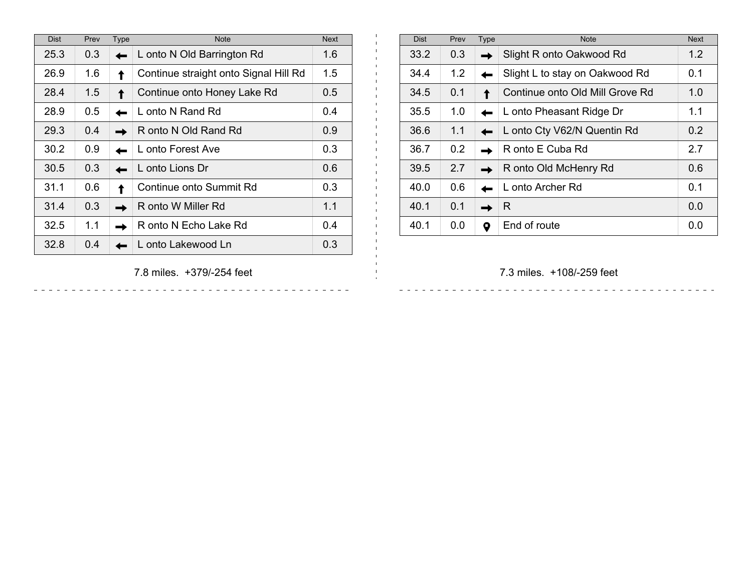| Dist | Prev | Type | Note | Next |
|---|---|---|---|---|
| 25.3 | 0.3 | ← | L onto N Old Barrington Rd | 1.6 |
| 26.9 | 1.6 | ↑ | Continue straight onto Signal Hill Rd | 1.5 |
| 28.4 | 1.5 | ↑ | Continue onto Honey Lake Rd | 0.5 |
| 28.9 | 0.5 | ← | L onto N Rand Rd | 0.4 |
| 29.3 | 0.4 | → | R onto N Old Rand Rd | 0.9 |
| 30.2 | 0.9 | ← | L onto Forest Ave | 0.3 |
| 30.5 | 0.3 | ← | L onto Lions Dr | 0.6 |
| 31.1 | 0.6 | ↑ | Continue onto Summit Rd | 0.3 |
| 31.4 | 0.3 | → | R onto W Miller Rd | 1.1 |
| 32.5 | 1.1 | → | R onto N Echo Lake Rd | 0.4 |
| 32.8 | 0.4 | ← | L onto Lakewood Ln | 0.3 |

7.8 miles. +379/-254 feet

| Dist | Prev | Type | Note | Next |
|---|---|---|---|---|
| 33.2 | 0.3 | → | Slight R onto Oakwood Rd | 1.2 |
| 34.4 | 1.2 | ← | Slight L to stay on Oakwood Rd | 0.1 |
| 34.5 | 0.1 | ↑ | Continue onto Old Mill Grove Rd | 1.0 |
| 35.5 | 1.0 | ← | L onto Pheasant Ridge Dr | 1.1 |
| 36.6 | 1.1 | ← | L onto Cty V62/N Quentin Rd | 0.2 |
| 36.7 | 0.2 | → | R onto E Cuba Rd | 2.7 |
| 39.5 | 2.7 | → | R onto Old McHenry Rd | 0.6 |
| 40.0 | 0.6 | ← | L onto Archer Rd | 0.1 |
| 40.1 | 0.1 | → | R | 0.0 |
| 40.1 | 0.0 | 📍 | End of route | 0.0 |

7.3 miles. +108/-259 feet